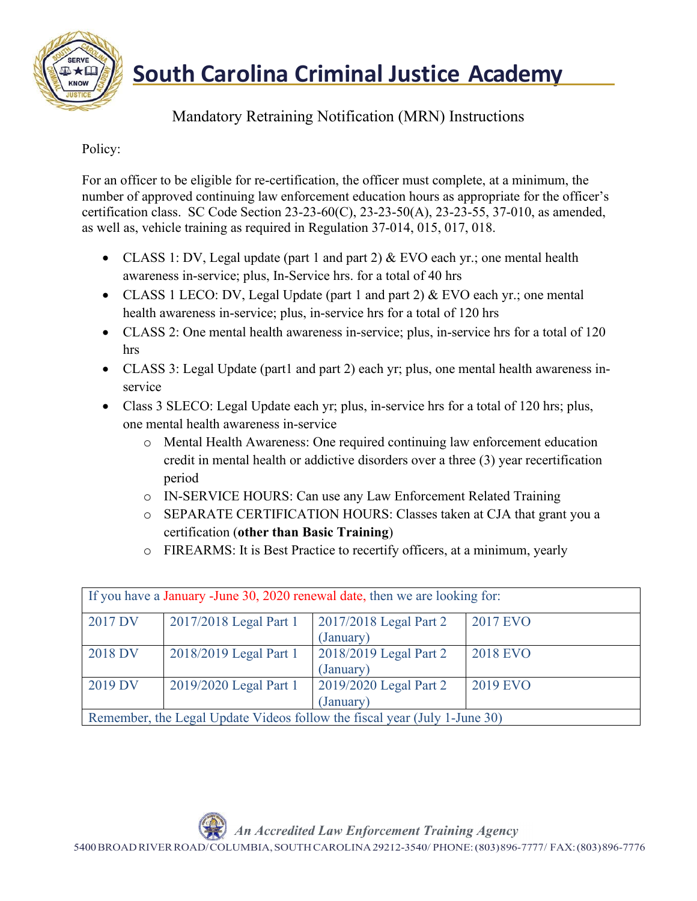# South Carolina Criminal Justice Academy

## Mandatory Retraining Notification (MRN) Instructions

Policy:

For an officer to be eligible for re-certification, the officer must complete, at a minimum, the number of approved continuing law enforcement education hours as appropriate for the officer's certification class. SC Code Section 23-23-60(C), 23-23-50(A), 23-23-55, 37-010, as amended, as well as, vehicle training as required in Regulation 37-014, 015, 017, 018.

- CLASS 1: DV, Legal update (part 1 and part 2) & EVO each yr.; one mental health awareness in-service; plus, In-Service hrs. for a total of 40 hrs
- CLASS 1 LECO: DV, Legal Update (part 1 and part 2) & EVO each yr.; one mental health awareness in-service; plus, in-service hrs for a total of 120 hrs
- CLASS 2: One mental health awareness in-service; plus, in-service hrs for a total of 120 hrs
- CLASS 3: Legal Update (part1 and part 2) each yr; plus, one mental health awareness in-service
- Class 3 SLECO: Legal Update each yr; plus, in-service hrs for a total of 120 hrs; plus, one mental health awareness in-service
  - Mental Health Awareness: One required continuing law enforcement education credit in mental health or addictive disorders over a three (3) year recertification period
  - IN-SERVICE HOURS: Can use any Law Enforcement Related Training
  - SEPARATE CERTIFICATION HOURS: Classes taken at CJA that grant you a certification (**other than Basic Training**)
  - FIREARMS: It is Best Practice to recertify officers, at a minimum, yearly

| If you have a January -June 30, 2020 renewal date, then we are looking for: | | | |
|---|---|---|---|
| 2017 DV | 2017/2018 Legal Part 1 | 2017/2018 Legal Part 2 (January) | 2017 EVO |
| 2018 DV | 2018/2019 Legal Part 1 | 2018/2019 Legal Part 2 (January) | 2018 EVO |
| 2019 DV | 2019/2020 Legal Part 1 | 2019/2020 Legal Part 2 (January) | 2019 EVO |
| Remember, the Legal Update Videos follow the fiscal year (July 1-June 30) | | | |

*An Accredited Law Enforcement Training Agency*

5400 BROAD RIVER ROAD/COLUMBIA, SOUTH CAROLINA 29212-3540/ PHONE: (803)896-7777/ FAX: (803)896-7776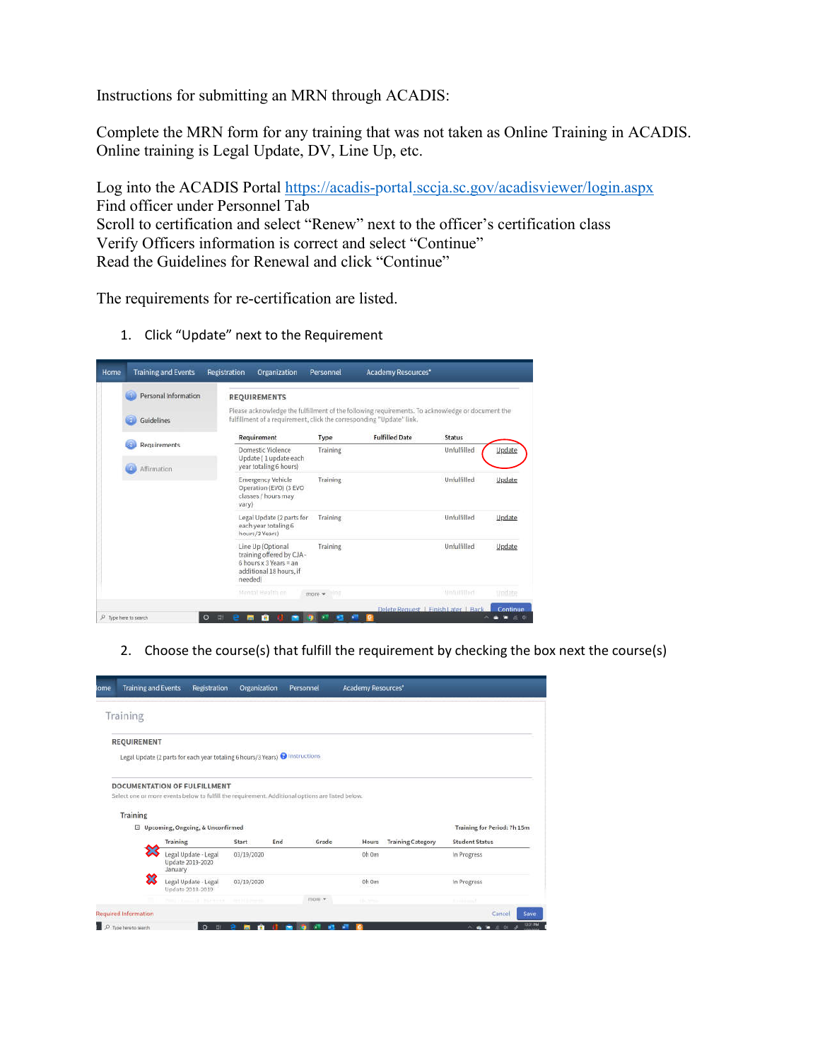Instructions for submitting an MRN through ACADIS:

Complete the MRN form for any training that was not taken as Online Training in ACADIS. Online training is Legal Update, DV, Line Up, etc.

Log into the ACADIS Portal https://acadis-portal.sccja.sc.gov/acadisviewer/login.aspx
Find officer under Personnel Tab
Scroll to certification and select "Renew" next to the officer's certification class
Verify Officers information is correct and select "Continue"
Read the Guidelines for Renewal and click "Continue"

The requirements for re-certification are listed.

1. Click "Update" next to the Requirement

2. Choose the course(s) that fulfill the requirement by checking the box next the course(s)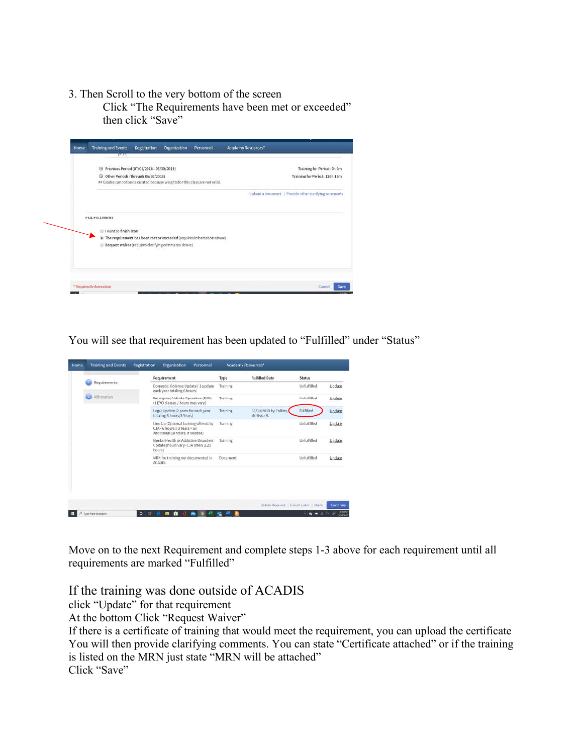3. Then Scroll to the very bottom of the screen
   Click “The Requirements have been met or exceeded”
   then click “Save”

You will see that requirement has been updated to “Fulfilled” under “Status”

Move on to the next Requirement and complete steps 1-3 above for each requirement until all requirements are marked “Fulfilled”

## If the training was done outside of ACADIS

click “Update” for that requirement
At the bottom Click “Request Waiver”
If there is a certificate of training that would meet the requirement, you can upload the certificate
You will then provide clarifying comments. You can state “Certificate attached” or if the training is listed on the MRN just state “MRN will be attached”
Click “Save”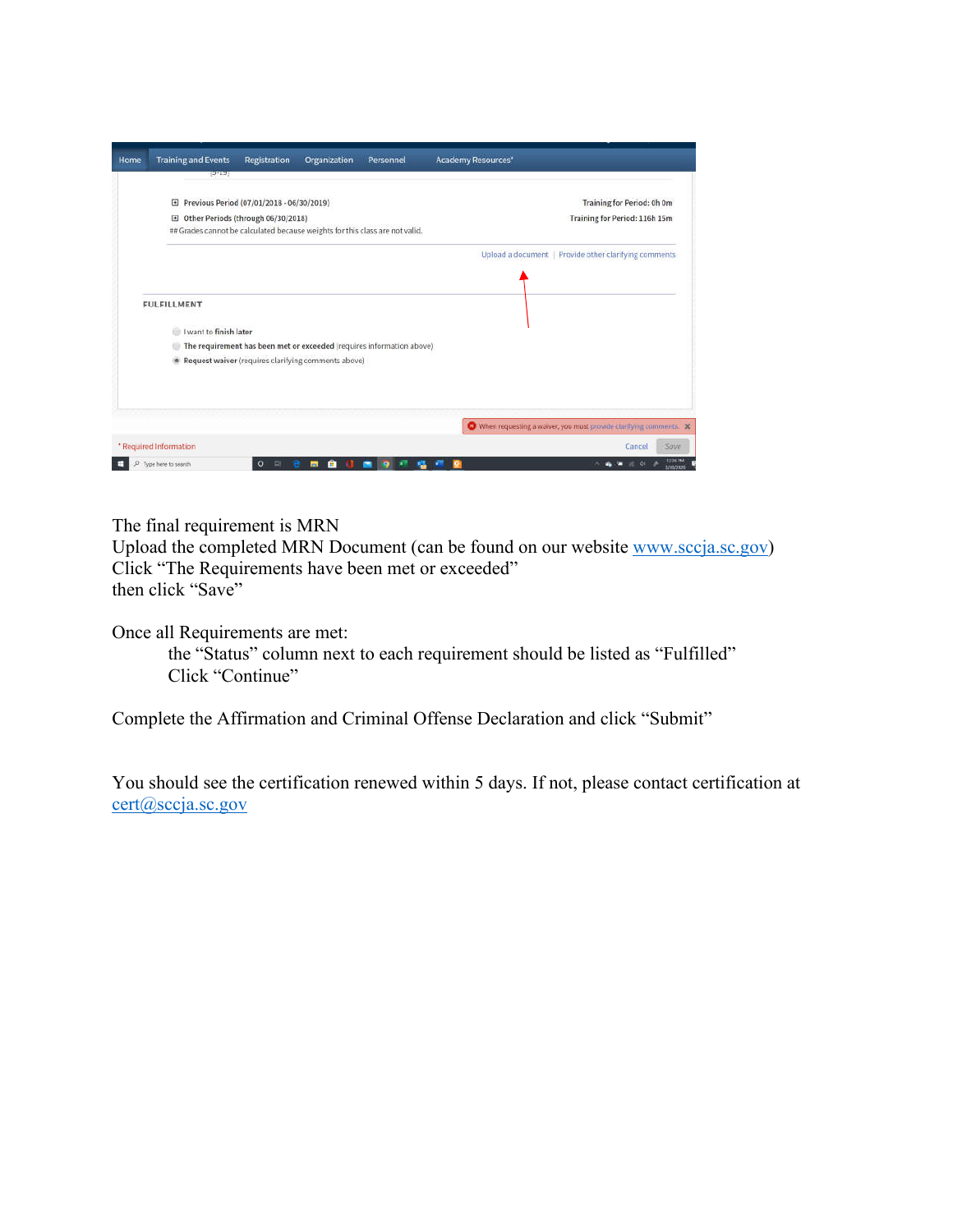The final requirement is MRN

Upload the completed MRN Document (can be found on our website www.sccja.sc.gov)

Click "The Requirements have been met or exceeded"

then click "Save"

Once all Requirements are met:

the "Status" column next to each requirement should be listed as "Fulfilled"

Click "Continue"

Complete the Affirmation and Criminal Offense Declaration and click "Submit"

You should see the certification renewed within 5 days. If not, please contact certification at cert@sccja.sc.gov